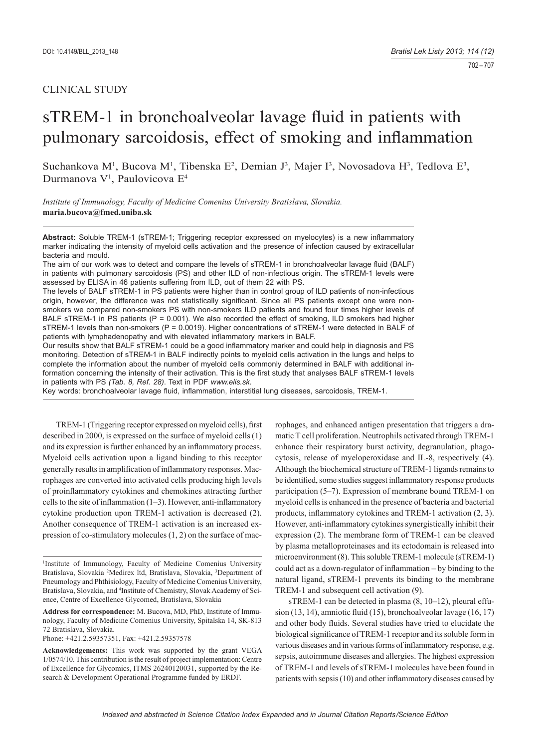CLINICAL STUDY

# sTREM-1 in bronchoalveolar lavage fluid in patients with pulmonary sarcoidosis, effect of smoking and inflammation

Suchankova M[1], Bucova M[1], Tibenska E[2], Demian J[3], Majer I[3], Novosadova H[3], Tedlova E[3], Durmanova V[1], Paulovicova E[4]

*Institute of Immunology, Faculty of Medicine Comenius University Bratislava, Slovakia.*
**maria.bucova@fmed.uniba.sk**

**Abstract:** Soluble TREM-1 (sTREM-1; Triggering receptor expressed on myelocytes) is a new inflammatory marker indicating the intensity of myeloid cells activation and the presence of infection caused by extracellular bacteria and mould.

The aim of our work was to detect and compare the levels of sTREM-1 in bronchoalveolar lavage fluid (BALF) in patients with pulmonary sarcoidosis (PS) and other ILD of non-infectious origin. The sTREM-1 levels were assessed by ELISA in 46 patients suffering from ILD, out of them 22 with PS.

The levels of BALF sTREM-1 in PS patients were higher than in control group of ILD patients of non-infectious origin, however, the difference was not statistically significant. Since all PS patients except one were non-smokers we compared non-smokers PS with non-smokers ILD patients and found four times higher levels of BALF sTREM-1 in PS patients (P = 0.001). We also recorded the effect of smoking, ILD smokers had higher sTREM-1 levels than non-smokers (P = 0.0019). Higher concentrations of sTREM-1 were detected in BALF of patients with lymphadenopathy and with elevated inflammatory markers in BALF.

Our results show that BALF sTREM-1 could be a good inflammatory marker and could help in diagnosis and PS monitoring. Detection of sTREM-1 in BALF indirectly points to myeloid cells activation in the lungs and helps to complete the information about the number of myeloid cells commonly determined in BALF with additional information concerning the intensity of their activation. This is the first study that analyses BALF sTREM-1 levels in patients with PS *(Tab. 8, Ref. 28)*. Text in PDF *www.elis.sk.*

Key words: bronchoalveolar lavage fluid, inflammation, interstitial lung diseases, sarcoidosis, TREM-1.

TREM-1 (Triggering receptor expressed on myeloid cells), first described in 2000, is expressed on the surface of myeloid cells (1) and its expression is further enhanced by an inflammatory process. Myeloid cells activation upon a ligand binding to this receptor generally results in amplification of inflammatory responses. Macrophages are converted into activated cells producing high levels of proinflammatory cytokines and chemokines attracting further cells to the site of inflammation (1–3). However, anti-inflammatory cytokine production upon TREM-1 activation is decreased (2). Another consequence of TREM-1 activation is an increased expression of co-stimulatory molecules (1, 2) on the surface of macrophages, and enhanced antigen presentation that triggers a dramatic T cell proliferation. Neutrophils activated through TREM-1 enhance their respiratory burst activity, degranulation, phagocytosis, release of myeloperoxidase and IL-8, respectively (4). Although the biochemical structure of TREM-1 ligands remains to be identified, some studies suggest inflammatory response products participation (5–7). Expression of membrane bound TREM-1 on myeloid cells is enhanced in the presence of bacteria and bacterial products, inflammatory cytokines and TREM-1 activation (2, 3). However, anti-inflammatory cytokines synergistically inhibit their expression (2). The membrane form of TREM-1 can be cleaved by plasma metalloproteinases and its ectodomain is released into microenvironment (8). This soluble TREM-1 molecule (sTREM-1) could act as a down-regulator of inflammation – by binding to the natural ligand, sTREM-1 prevents its binding to the membrane TREM-1 and subsequent cell activation (9).

sTREM-1 can be detected in plasma (8, 10–12), pleural effusion (13, 14), amniotic fluid (15), bronchoalveolar lavage (16, 17) and other body fluids. Several studies have tried to elucidate the biological significance of TREM-1 receptor and its soluble form in various diseases and in various forms of inflammatory response, e.g. sepsis, autoimmune diseases and allergies. The highest expression of TREM-1 and levels of sTREM-1 molecules have been found in patients with sepsis (10) and other inflammatory diseases caused by

---

[1]Institute of Immunology, Faculty of Medicine Comenius University Bratislava, Slovakia [2]Medirex ltd, Bratislava, Slovakia, [3]Department of Pneumology and Phthisiology, Faculty of Medicine Comenius University, Bratislava, Slovakia, and [4]Institute of Chemistry, Slovak Academy of Science, Centre of Excellence Glycomed, Bratislava, Slovakia

**Address for correspondence:** M. Bucova, MD, PhD, Institute of Immunology, Faculty of Medicine Comenius University, Spitalska 14, SK-813 72 Bratislava, Slovakia.

Phone: +421.2.59357351, Fax: +421.2.59357578

**Acknowledgements:** This work was supported by the grant VEGA 1/0574/10. This contribution is the result of project implementation: Centre of Excellence for Glycomics, ITMS 26240120031, supported by the Research & Development Operational Programme funded by ERDF.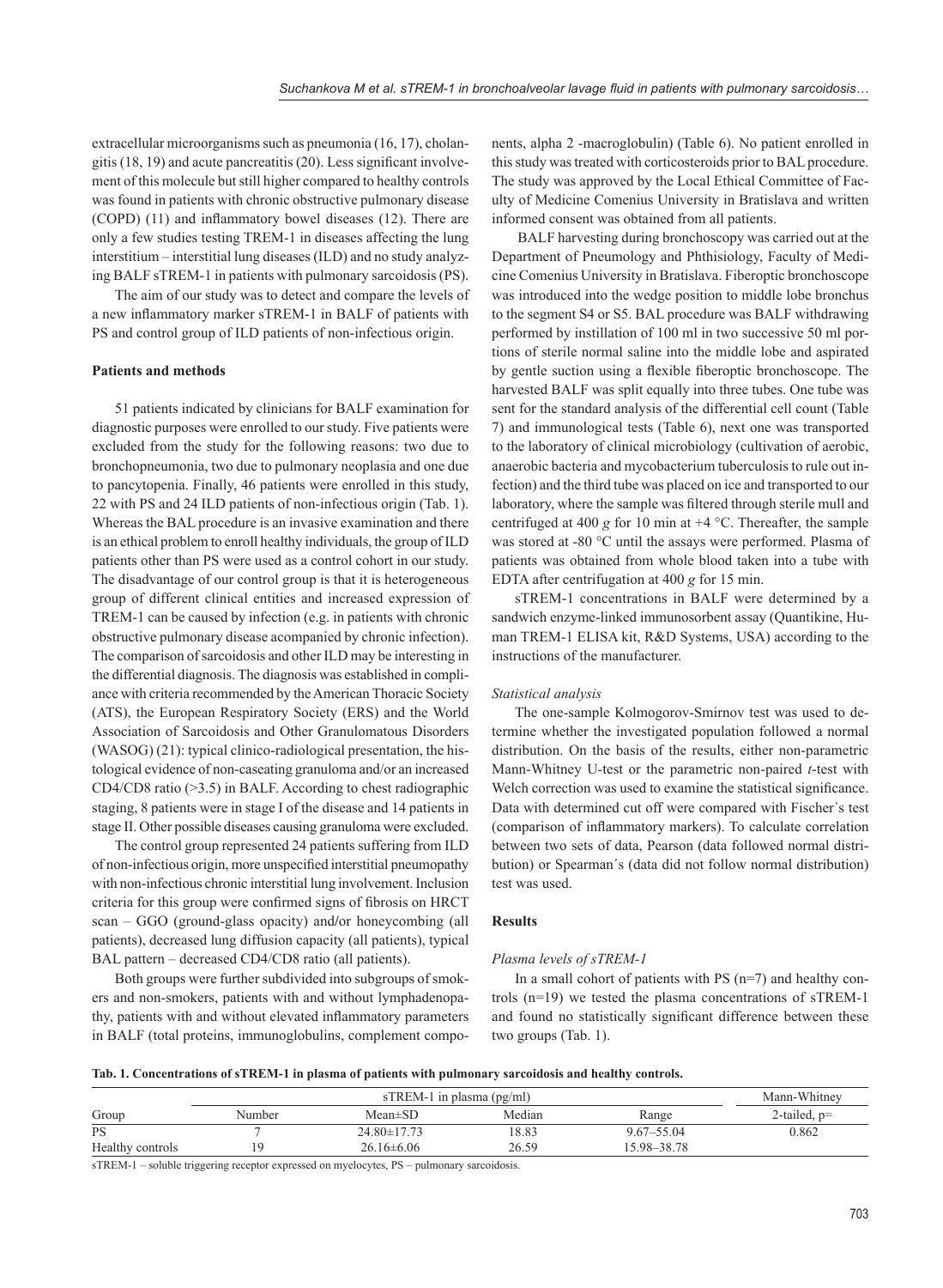extracellular microorganisms such as pneumonia (16, 17), cholangitis (18, 19) and acute pancreatitis (20). Less significant involvement of this molecule but still higher compared to healthy controls was found in patients with chronic obstructive pulmonary disease (COPD) (11) and inflammatory bowel diseases (12). There are only a few studies testing TREM-1 in diseases affecting the lung interstitium – interstitial lung diseases (ILD) and no study analyzing BALF sTREM-1 in patients with pulmonary sarcoidosis (PS).

The aim of our study was to detect and compare the levels of a new inflammatory marker sTREM-1 in BALF of patients with PS and control group of ILD patients of non-infectious origin.

## Patients and methods

51 patients indicated by clinicians for BALF examination for diagnostic purposes were enrolled to our study. Five patients were excluded from the study for the following reasons: two due to bronchopneumonia, two due to pulmonary neoplasia and one due to pancytopenia. Finally, 46 patients were enrolled in this study, 22 with PS and 24 ILD patients of non-infectious origin (Tab. 1). Whereas the BAL procedure is an invasive examination and there is an ethical problem to enroll healthy individuals, the group of ILD patients other than PS were used as a control cohort in our study. The disadvantage of our control group is that it is heterogeneous group of different clinical entities and increased expression of TREM-1 can be caused by infection (e.g. in patients with chronic obstructive pulmonary disease acompanied by chronic infection). The comparison of sarcoidosis and other ILD may be interesting in the differential diagnosis. The diagnosis was established in compliance with criteria recommended by the American Thoracic Society (ATS), the European Respiratory Society (ERS) and the World Association of Sarcoidosis and Other Granulomatous Disorders (WASOG) (21): typical clinico-radiological presentation, the histological evidence of non-caseating granuloma and/or an increased CD4/CD8 ratio (>3.5) in BALF. According to chest radiographic staging, 8 patients were in stage I of the disease and 14 patients in stage II. Other possible diseases causing granuloma were excluded.

The control group represented 24 patients suffering from ILD of non-infectious origin, more unspecified interstitial pneumopathy with non-infectious chronic interstitial lung involvement. Inclusion criteria for this group were confirmed signs of fibrosis on HRCT scan – GGO (ground-glass opacity) and/or honeycombing (all patients), decreased lung diffusion capacity (all patients), typical BAL pattern – decreased CD4/CD8 ratio (all patients).

Both groups were further subdivided into subgroups of smokers and non-smokers, patients with and without lymphadenopathy, patients with and without elevated inflammatory parameters in BALF (total proteins, immunoglobulins, complement components, alpha 2 -macroglobulin) (Table 6). No patient enrolled in this study was treated with corticosteroids prior to BAL procedure. The study was approved by the Local Ethical Committee of Faculty of Medicine Comenius University in Bratislava and written informed consent was obtained from all patients.

BALF harvesting during bronchoscopy was carried out at the Department of Pneumology and Phthisiology, Faculty of Medicine Comenius University in Bratislava. Fiberoptic bronchoscope was introduced into the wedge position to middle lobe bronchus to the segment S4 or S5. BAL procedure was BALF withdrawing performed by instillation of 100 ml in two successive 50 ml portions of sterile normal saline into the middle lobe and aspirated by gentle suction using a flexible fiberoptic bronchoscope. The harvested BALF was split equally into three tubes. One tube was sent for the standard analysis of the differential cell count (Table 7) and immunological tests (Table 6), next one was transported to the laboratory of clinical microbiology (cultivation of aerobic, anaerobic bacteria and mycobacterium tuberculosis to rule out infection) and the third tube was placed on ice and transported to our laboratory, where the sample was filtered through sterile mull and centrifuged at 400 *g* for 10 min at +4 °C. Thereafter, the sample was stored at -80 °C until the assays were performed. Plasma of patients was obtained from whole blood taken into a tube with EDTA after centrifugation at 400 *g* for 15 min.

sTREM-1 concentrations in BALF were determined by a sandwich enzyme-linked immunosorbent assay (Quantikine, Human TREM-1 ELISA kit, R&D Systems, USA) according to the instructions of the manufacturer.

### *Statistical analysis*

The one-sample Kolmogorov-Smirnov test was used to determine whether the investigated population followed a normal distribution. On the basis of the results, either non-parametric Mann-Whitney U-test or the parametric non-paired *t*-test with Welch correction was used to examine the statistical significance. Data with determined cut off were compared with Fischer´s test (comparison of inflammatory markers). To calculate correlation between two sets of data, Pearson (data followed normal distribution) or Spearman´s (data did not follow normal distribution) test was used.

## Results

### *Plasma levels of sTREM-1*

In a small cohort of patients with PS (n=7) and healthy controls (n=19) we tested the plasma concentrations of sTREM-1 and found no statistically significant difference between these two groups (Tab. 1).

**Tab. 1. Concentrations of sTREM-1 in plasma of patients with pulmonary sarcoidosis and healthy controls.**

| | sTREM-1 in plasma (pg/ml) | | | | Mann-Whitney |
|---|---|---|---|---|---|
| Group | Number | Mean±SD | Median | Range | 2-tailed, p= |
| PS | 7 | 24.80±17.73 | 18.83 | 9.67–55.04 | 0.862 |
| Healthy controls | 19 | 26.16±6.06 | 26.59 | 15.98–38.78 | |

sTREM-1 – soluble triggering receptor expressed on myelocytes, PS – pulmonary sarcoidosis.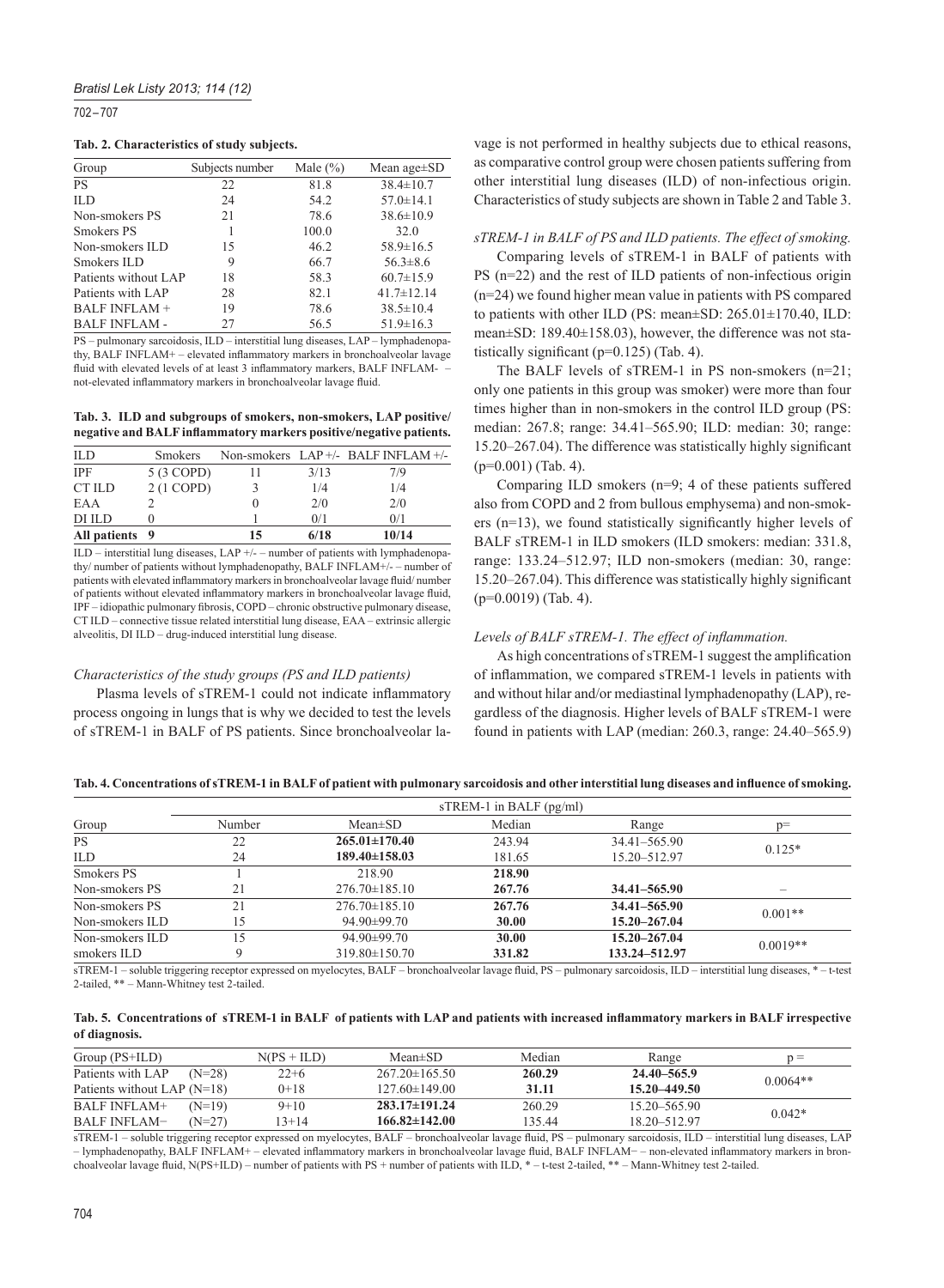**Tab. 2. Characteristics of study subjects.**

| Group | Subjects number | Male (%) | Mean age±SD |
|---|---|---|---|
| PS | 22 | 81.8 | 38.4±10.7 |
| ILD | 24 | 54.2 | 57.0±14.1 |
| Non-smokers PS | 21 | 78.6 | 38.6±10.9 |
| Smokers PS | 1 | 100.0 | 32.0 |
| Non-smokers ILD | 15 | 46.2 | 58.9±16.5 |
| Smokers ILD | 9 | 66.7 | 56.3±8.6 |
| Patients without LAP | 18 | 58.3 | 60.7±15.9 |
| Patients with LAP | 28 | 82.1 | 41.7±12.14 |
| BALF INFLAM + | 19 | 78.6 | 38.5±10.4 |
| BALF INFLAM - | 27 | 56.5 | 51.9±16.3 |

PS – pulmonary sarcoidosis, ILD – interstitial lung diseases, LAP – lymphadenopathy, BALF INFLAM+ – elevated inflammatory markers in bronchoalveolar lavage fluid with elevated levels of at least 3 inflammatory markers, BALF INFLAM- – not-elevated inflammatory markers in bronchoalveolar lavage fluid.

**Tab. 3. ILD and subgroups of smokers, non-smokers, LAP positive/negative and BALF inflammatory markers positive/negative patients.**

| ILD | Smokers | Non-smokers | LAP +/- | BALF INFLAM +/- |
|---|---|---|---|---|
| IPF | 5 (3 COPD) | 11 | 3/13 | 7/9 |
| CT ILD | 2 (1 COPD) | 3 | 1/4 | 1/4 |
| EAA | 2 | 0 | 2/0 | 2/0 |
| DI ILD | 0 | 1 | 0/1 | 0/1 |
| **All patients** | **9** | **15** | **6/18** | **10/14** |

ILD – interstitial lung diseases, LAP +/- – number of patients with lymphadenopathy/ number of patients without lymphadenopathy, BALF INFLAM+/- – number of patients with elevated inflammatory markers in bronchoalveolar lavage fluid/ number of patients without elevated inflammatory markers in bronchoalveolar lavage fluid, IPF – idiopathic pulmonary fibrosis, COPD – chronic obstructive pulmonary disease, CT ILD – connective tissue related interstitial lung disease, EAA – extrinsic allergic alveolitis, DI ILD – drug-induced interstitial lung disease.

*Characteristics of the study groups (PS and ILD patients)*

Plasma levels of sTREM-1 could not indicate inflammatory process ongoing in lungs that is why we decided to test the levels of sTREM-1 in BALF of PS patients. Since bronchoalveolar lavage is not performed in healthy subjects due to ethical reasons, as comparative control group were chosen patients suffering from other interstitial lung diseases (ILD) of non-infectious origin. Characteristics of study subjects are shown in Table 2 and Table 3.

*sTREM-1 in BALF of PS and ILD patients. The effect of smoking.*

Comparing levels of sTREM-1 in BALF of patients with PS (n=22) and the rest of ILD patients of non-infectious origin (n=24) we found higher mean value in patients with PS compared to patients with other ILD (PS: mean±SD: 265.01±170.40, ILD: mean±SD: 189.40±158.03), however, the difference was not statistically significant (p=0.125) (Tab. 4).

The BALF levels of sTREM-1 in PS non-smokers (n=21; only one patients in this group was smoker) were more than four times higher than in non-smokers in the control ILD group (PS: median: 267.8; range: 34.41–565.90; ILD: median: 30; range: 15.20–267.04). The difference was statistically highly significant (p=0.001) (Tab. 4).

Comparing ILD smokers (n=9; 4 of these patients suffered also from COPD and 2 from bullous emphysema) and non-smokers (n=13), we found statistically significantly higher levels of BALF sTREM-1 in ILD smokers (ILD smokers: median: 331.8, range: 133.24–512.97; ILD non-smokers (median: 30, range: 15.20–267.04). This difference was statistically highly significant (p=0.0019) (Tab. 4).

*Levels of BALF sTREM-1. The effect of inflammation.*

As high concentrations of sTREM-1 suggest the amplification of inflammation, we compared sTREM-1 levels in patients with and without hilar and/or mediastinal lymphadenopathy (LAP), regardless of the diagnosis. Higher levels of BALF sTREM-1 were found in patients with LAP (median: 260.3, range: 24.40–565.9)

**Tab. 4. Concentrations of sTREM-1 in BALF of patient with pulmonary sarcoidosis and other interstitial lung diseases and influence of smoking.**

| Group | sTREM-1 in BALF (pg/ml) | | | | |
|---|---|---|---|---|---|
| | Number | Mean±SD | Median | Range | p= |
| PS | 22 | **265.01±170.40** | 243.94 | 34.41–565.90 | 0.125* |
| ILD | 24 | **189.40±158.03** | 181.65 | 15.20–512.97 | |
| Smokers PS | 1 | 218.90 | **218.90** | | – |
| Non-smokers PS | 21 | 276.70±185.10 | **267.76** | **34.41–565.90** | |
| Non-smokers PS | 21 | 276.70±185.10 | **267.76** | **34.41–565.90** | 0.001** |
| Non-smokers ILD | 15 | 94.90±99.70 | **30.00** | **15.20–267.04** | |
| Non-smokers ILD | 15 | 94.90±99.70 | **30.00** | **15.20–267.04** | 0.0019** |
| smokers ILD | 9 | 319.80±150.70 | **331.82** | **133.24–512.97** | |

sTREM-1 – soluble triggering receptor expressed on myelocytes, BALF – bronchoalveolar lavage fluid, PS – pulmonary sarcoidosis, ILD – interstitial lung diseases, * – t-test 2-tailed, ** – Mann-Whitney test 2-tailed.

**Tab. 5. Concentrations of sTREM-1 in BALF of patients with LAP and patients with increased inflammatory markers in BALF irrespective of diagnosis.**

| Group (PS+ILD) | N(PS + ILD) | Mean±SD | Median | Range | p = |
|---|---|---|---|---|---|
| Patients with LAP (N=28) | 22+6 | 267.20±165.50 | **260.29** | **24.40–565.9** | 0.0064** |
| Patients without LAP (N=18) | 0+18 | 127.60±149.00 | **31.11** | **15.20–449.50** | |
| BALF INFLAM+ (N=19) | 9+10 | **283.17±191.24** | 260.29 | 15.20–565.90 | 0.042* |
| BALF INFLAM− (N=27) | 13+14 | **166.82±142.00** | 135.44 | 18.20–512.97 | |

sTREM-1 – soluble triggering receptor expressed on myelocytes, BALF – bronchoalveolar lavage fluid, PS – pulmonary sarcoidosis, ILD – interstitial lung diseases, LAP – lymphadenopathy, BALF INFLAM+ – elevated inflammatory markers in bronchoalveolar lavage fluid, BALF INFLAM− – non-elevated inflammatory markers in bronchoalveolar lavage fluid, N(PS+ILD) – number of patients with PS + number of patients with ILD, * – t-test 2-tailed, ** – Mann-Whitney test 2-tailed.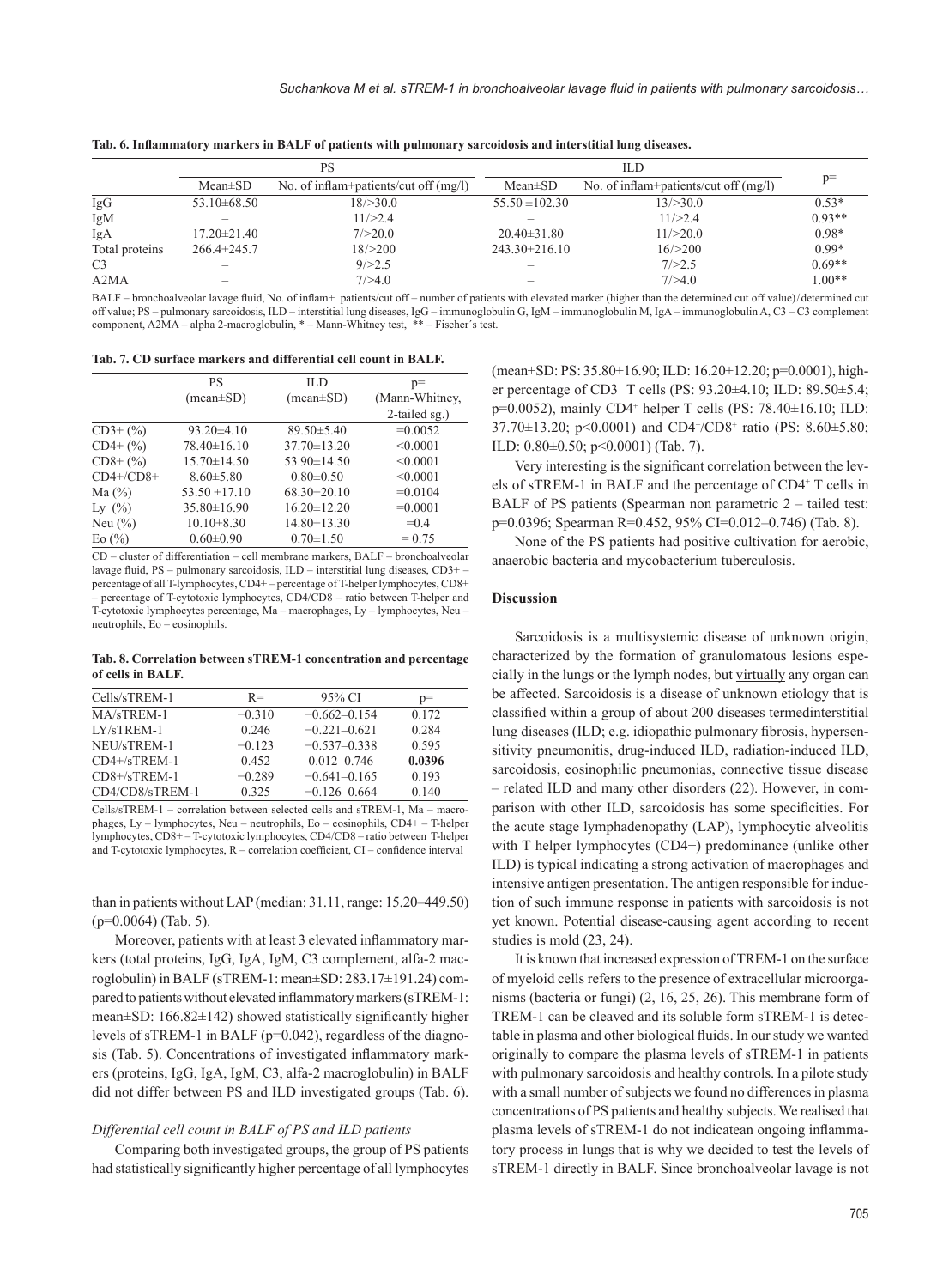**Tab. 6. Inflammatory markers in BALF of patients with pulmonary sarcoidosis and interstitial lung diseases.**

| | PS | | ILD | | p= |
|---|---|---|---|---|---|
| | Mean±SD | No. of inflam+patients/cut off (mg/l) | Mean±SD | No. of inflam+patients/cut off (mg/l) | |
| IgG | 53.10±68.50 | 18/>30.0 | 55.50 ±102.30 | 13/>30.0 | 0.53* |
| IgM | – | 11/>2.4 | – | 11/>2.4 | 0.93** |
| IgA | 17.20±21.40 | 7/>20.0 | 20.40±31.80 | 11/>20.0 | 0.98* |
| Total proteins | 266.4±245.7 | 18/>200 | 243.30±216.10 | 16/>200 | 0.99* |
| C3 | – | 9/>2.5 | – | 7/>2.5 | 0.69** |
| A2MA | – | 7/>4.0 | – | 7/>4.0 | 1.00** |

BALF – bronchoalveolar lavage fluid, No. of inflam+ patients/cut off – number of patients with elevated marker (higher than the determined cut off value)/determined cut off value; PS – pulmonary sarcoidosis, ILD – interstitial lung diseases, IgG – immunoglobulin G, IgM – immunoglobulin M, IgA – immunoglobulin A, C3 – C3 complement component, A2MA – alpha 2-macroglobulin, * – Mann-Whitney test, ** – Fischer´s test.

**Tab. 7. CD surface markers and differential cell count in BALF.**

| | PS (mean±SD) | ILD (mean±SD) | p= (Mann-Whitney, 2-tailed sg.) |
|---|---|---|---|
| CD3+ (%) | 93.20±4.10 | 89.50±5.40 | =0.0052 |
| CD4+ (%) | 78.40±16.10 | 37.70±13.20 | <0.0001 |
| CD8+ (%) | 15.70±14.50 | 53.90±14.50 | <0.0001 |
| CD4+/CD8+ | 8.60±5.80 | 0.80±0.50 | <0.0001 |
| Ma (%) | 53.50 ±17.10 | 68.30±20.10 | =0.0104 |
| Ly (%) | 35.80±16.90 | 16.20±12.20 | =0.0001 |
| Neu (%) | 10.10±8.30 | 14.80±13.30 | =0.4 |
| Eo (%) | 0.60±0.90 | 0.70±1.50 | = 0.75 |

CD – cluster of differentiation – cell membrane markers, BALF – bronchoalveolar lavage fluid, PS – pulmonary sarcoidosis, ILD – interstitial lung diseases, CD3+ – percentage of all T-lymphocytes, CD4+ – percentage of T-helper lymphocytes, CD8+ – percentage of T-cytotoxic lymphocytes, CD4/CD8 – ratio between T-helper and T-cytotoxic lymphocytes percentage, Ma – macrophages, Ly – lymphocytes, Neu – neutrophils, Eo – eosinophils.

**Tab. 8. Correlation between sTREM-1 concentration and percentage of cells in BALF.**

| Cells/sTREM-1 | R= | 95% CI | p= |
|---|---|---|---|
| MA/sTREM-1 | −0.310 | −0.662–0.154 | 0.172 |
| LY/sTREM-1 | 0.246 | −0.221–0.621 | 0.284 |
| NEU/sTREM-1 | −0.123 | −0.537–0.338 | 0.595 |
| CD4+/sTREM-1 | 0.452 | 0.012–0.746 | **0.0396** |
| CD8+/sTREM-1 | −0.289 | −0.641–0.165 | 0.193 |
| CD4/CD8/sTREM-1 | 0.325 | −0.126–0.664 | 0.140 |

Cells/sTREM-1 – correlation between selected cells and sTREM-1, Ma – macrophages, Ly – lymphocytes, Neu – neutrophils, Eo – eosinophils, CD4+ – T-helper lymphocytes, CD8+ – T-cytotoxic lymphocytes, CD4/CD8 – ratio between T-helper and T-cytotoxic lymphocytes, R – correlation coefficient, CI – confidence interval

than in patients without LAP (median: 31.11, range: 15.20–449.50) (p=0.0064) (Tab. 5).

Moreover, patients with at least 3 elevated inflammatory markers (total proteins, IgG, IgA, IgM, C3 complement, alfa-2 macroglobulin) in BALF (sTREM-1: mean±SD: 283.17±191.24) compared to patients without elevated inflammatory markers (sTREM-1: mean±SD: 166.82±142) showed statistically significantly higher levels of sTREM-1 in BALF (p=0.042), regardless of the diagnosis (Tab. 5). Concentrations of investigated inflammatory markers (proteins, IgG, IgA, IgM, C3, alfa-2 macroglobulin) in BALF did not differ between PS and ILD investigated groups (Tab. 6).

### *Differential cell count in BALF of PS and ILD patients*

Comparing both investigated groups, the group of PS patients had statistically significantly higher percentage of all lymphocytes (mean±SD: PS: 35.80±16.90; ILD: 16.20±12.20; p=0.0001), higher percentage of $CD3^+$ T cells (PS: 93.20±4.10; ILD: 89.50±5.4; p=0.0052), mainly $CD4^+$ helper T cells (PS: 78.40±16.10; ILD: 37.70±13.20; p<0.0001) and $CD4^+/CD8^+$ ratio (PS: 8.60±5.80; ILD: 0.80±0.50; p<0.0001) (Tab. 7).

Very interesting is the significant correlation between the levels of sTREM-1 in BALF and the percentage of $CD4^+$ T cells in BALF of PS patients (Spearman non parametric 2 – tailed test: p=0.0396; Spearman R=0.452, 95% CI=0.012–0.746) (Tab. 8).

None of the PS patients had positive cultivation for aerobic, anaerobic bacteria and mycobacterium tuberculosis.

## Discussion

Sarcoidosis is a multisystemic disease of unknown origin, characterized by the formation of granulomatous lesions especially in the lungs or the lymph nodes, but virtually any organ can be affected. Sarcoidosis is a disease of unknown etiology that is classified within a group of about 200 diseases termedinterstitial lung diseases (ILD; e.g. idiopathic pulmonary fibrosis, hypersensitivity pneumonitis, drug-induced ILD, radiation-induced ILD, sarcoidosis, eosinophilic pneumonias, connective tissue disease – related ILD and many other disorders (22). However, in comparison with other ILD, sarcoidosis has some specificities. For the acute stage lymphadenopathy (LAP), lymphocytic alveolitis with T helper lymphocytes (CD4+) predominance (unlike other ILD) is typical indicating a strong activation of macrophages and intensive antigen presentation. The antigen responsible for induction of such immune response in patients with sarcoidosis is not yet known. Potential disease-causing agent according to recent studies is mold (23, 24).

It is known that increased expression of TREM-1 on the surface of myeloid cells refers to the presence of extracellular microorganisms (bacteria or fungi) (2, 16, 25, 26). This membrane form of TREM-1 can be cleaved and its soluble form sTREM-1 is detectable in plasma and other biological fluids. In our study we wanted originally to compare the plasma levels of sTREM-1 in patients with pulmonary sarcoidosis and healthy controls. In a pilote study with a small number of subjects we found no differences in plasma concentrations of PS patients and healthy subjects. We realised that plasma levels of sTREM-1 do not indicatean ongoing inflammatory process in lungs that is why we decided to test the levels of sTREM-1 directly in BALF. Since bronchoalveolar lavage is not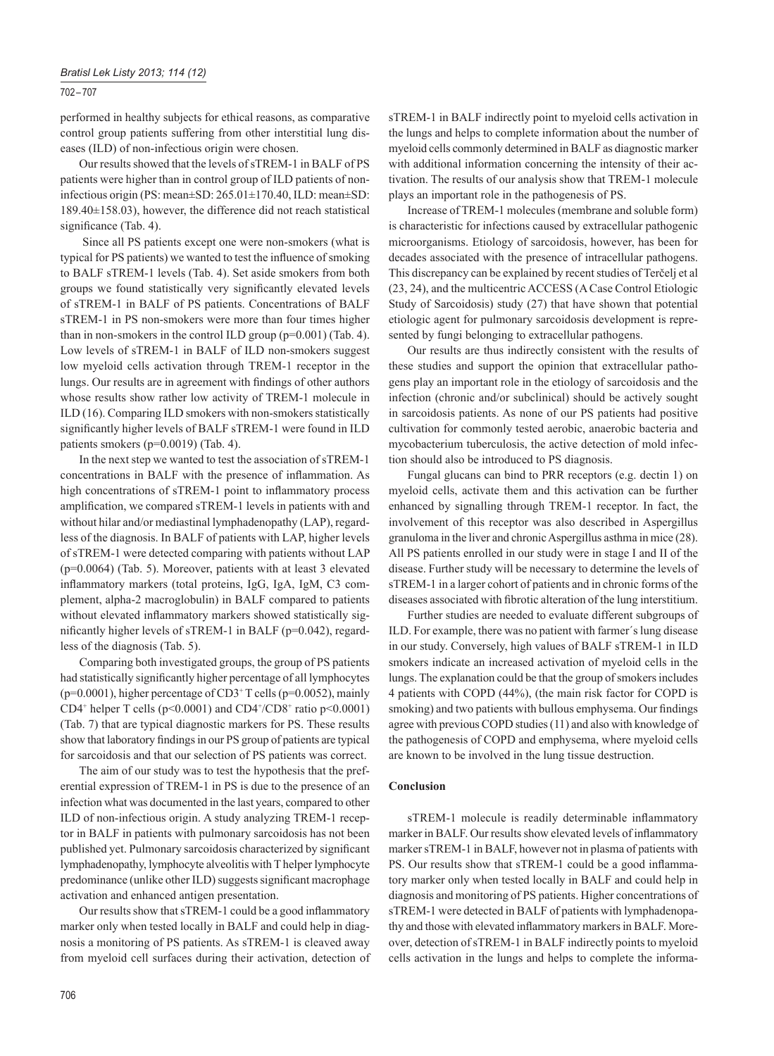performed in healthy subjects for ethical reasons, as comparative control group patients suffering from other interstitial lung diseases (ILD) of non-infectious origin were chosen.

Our results showed that the levels of sTREM-1 in BALF of PS patients were higher than in control group of ILD patients of non-infectious origin (PS: mean±SD: 265.01±170.40, ILD: mean±SD: 189.40±158.03), however, the difference did not reach statistical significance (Tab. 4).

Since all PS patients except one were non-smokers (what is typical for PS patients) we wanted to test the influence of smoking to BALF sTREM-1 levels (Tab. 4). Set aside smokers from both groups we found statistically very significantly elevated levels of sTREM-1 in BALF of PS patients. Concentrations of BALF sTREM-1 in PS non-smokers were more than four times higher than in non-smokers in the control ILD group ($p=0.001$) (Tab. 4). Low levels of sTREM-1 in BALF of ILD non-smokers suggest low myeloid cells activation through TREM-1 receptor in the lungs. Our results are in agreement with findings of other authors whose results show rather low activity of TREM-1 molecule in ILD (16). Comparing ILD smokers with non-smokers statistically significantly higher levels of BALF sTREM-1 were found in ILD patients smokers ($p=0.0019$) (Tab. 4).

In the next step we wanted to test the association of sTREM-1 concentrations in BALF with the presence of inflammation. As high concentrations of sTREM-1 point to inflammatory process amplification, we compared sTREM-1 levels in patients with and without hilar and/or mediastinal lymphadenopathy (LAP), regardless of the diagnosis. In BALF of patients with LAP, higher levels of sTREM-1 were detected comparing with patients without LAP ($p=0.0064$) (Tab. 5). Moreover, patients with at least 3 elevated inflammatory markers (total proteins, IgG, IgA, IgM, C3 complement, alpha-2 macroglobulin) in BALF compared to patients without elevated inflammatory markers showed statistically significantly higher levels of sTREM-1 in BALF ($p=0.042$), regardless of the diagnosis (Tab. 5).

Comparing both investigated groups, the group of PS patients had statistically significantly higher percentage of all lymphocytes ($p=0.0001$), higher percentage of $CD3^+$ T cells ($p=0.0052$), mainly $CD4^+$ helper T cells ($p<0.0001$) and $CD4^+/CD8^+$ ratio $p<0.0001$) (Tab. 7) that are typical diagnostic markers for PS. These results show that laboratory findings in our PS group of patients are typical for sarcoidosis and that our selection of PS patients was correct.

The aim of our study was to test the hypothesis that the preferential expression of TREM-1 in PS is due to the presence of an infection what was documented in the last years, compared to other ILD of non-infectious origin. A study analyzing TREM-1 receptor in BALF in patients with pulmonary sarcoidosis has not been published yet. Pulmonary sarcoidosis characterized by significant lymphadenopathy, lymphocyte alveolitis with T helper lymphocyte predominance (unlike other ILD) suggests significant macrophage activation and enhanced antigen presentation.

Our results show that sTREM-1 could be a good inflammatory marker only when tested locally in BALF and could help in diagnosis a monitoring of PS patients. As sTREM-1 is cleaved away from myeloid cell surfaces during their activation, detection of sTREM-1 in BALF indirectly point to myeloid cells activation in the lungs and helps to complete information about the number of myeloid cells commonly determined in BALF as diagnostic marker with additional information concerning the intensity of their activation. The results of our analysis show that TREM-1 molecule plays an important role in the pathogenesis of PS.

Increase of TREM-1 molecules (membrane and soluble form) is characteristic for infections caused by extracellular pathogenic microorganisms. Etiology of sarcoidosis, however, has been for decades associated with the presence of intracellular pathogens. This discrepancy can be explained by recent studies of Terčelj et al (23, 24), and the multicentric ACCESS (A Case Control Etiologic Study of Sarcoidosis) study (27) that have shown that potential etiologic agent for pulmonary sarcoidosis development is represented by fungi belonging to extracellular pathogens.

Our results are thus indirectly consistent with the results of these studies and support the opinion that extracellular pathogens play an important role in the etiology of sarcoidosis and the infection (chronic and/or subclinical) should be actively sought in sarcoidosis patients. As none of our PS patients had positive cultivation for commonly tested aerobic, anaerobic bacteria and mycobacterium tuberculosis, the active detection of mold infection should also be introduced to PS diagnosis.

Fungal glucans can bind to PRR receptors (e.g. dectin 1) on myeloid cells, activate them and this activation can be further enhanced by signalling through TREM-1 receptor. In fact, the involvement of this receptor was also described in Aspergillus granuloma in the liver and chronic Aspergillus asthma in mice (28). All PS patients enrolled in our study were in stage I and II of the disease. Further study will be necessary to determine the levels of sTREM-1 in a larger cohort of patients and in chronic forms of the diseases associated with fibrotic alteration of the lung interstitium.

Further studies are needed to evaluate different subgroups of ILD. For example, there was no patient with farmer´s lung disease in our study. Conversely, high values of BALF sTREM-1 in ILD smokers indicate an increased activation of myeloid cells in the lungs. The explanation could be that the group of smokers includes 4 patients with COPD (44%), (the main risk factor for COPD is smoking) and two patients with bullous emphysema. Our findings agree with previous COPD studies (11) and also with knowledge of the pathogenesis of COPD and emphysema, where myeloid cells are known to be involved in the lung tissue destruction.

## Conclusion

sTREM-1 molecule is readily determinable inflammatory marker in BALF. Our results show elevated levels of inflammatory marker sTREM-1 in BALF, however not in plasma of patients with PS. Our results show that sTREM-1 could be a good inflammatory marker only when tested locally in BALF and could help in diagnosis and monitoring of PS patients. Higher concentrations of sTREM-1 were detected in BALF of patients with lymphadenopathy and those with elevated inflammatory markers in BALF. Moreover, detection of sTREM-1 in BALF indirectly points to myeloid cells activation in the lungs and helps to complete the informa-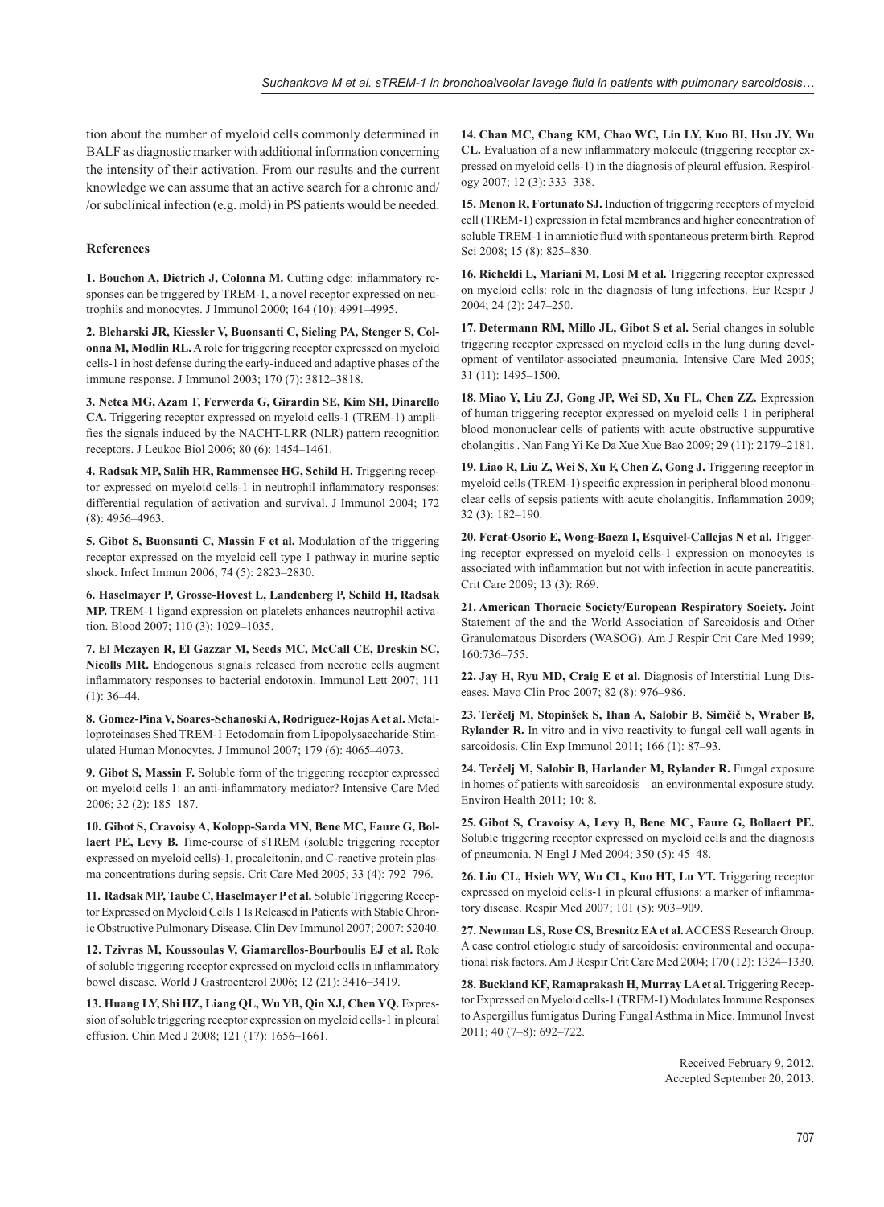tion about the number of myeloid cells commonly determined in BALF as diagnostic marker with additional information concerning the intensity of their activation. From our results and the current knowledge we can assume that an active search for a chronic and/ /or subclinical infection (e.g. mold) in PS patients would be needed.

## References

**1. Bouchon A, Dietrich J, Colonna M.** Cutting edge: inflammatory responses can be triggered by TREM-1, a novel receptor expressed on neutrophils and monocytes. J Immunol 2000; 164 (10): 4991–4995.

**2. Bleharski JR, Kiessler V, Buonsanti C, Sieling PA, Stenger S, Colonna M, Modlin RL.** A role for triggering receptor expressed on myeloid cells-1 in host defense during the early-induced and adaptive phases of the immune response. J Immunol 2003; 170 (7): 3812–3818.

**3. Netea MG, Azam T, Ferwerda G, Girardin SE, Kim SH, Dinarello CA.** Triggering receptor expressed on myeloid cells-1 (TREM-1) amplifies the signals induced by the NACHT-LRR (NLR) pattern recognition receptors. J Leukoc Biol 2006; 80 (6): 1454–1461.

**4. Radsak MP, Salih HR, Rammensee HG, Schild H.** Triggering receptor expressed on myeloid cells-1 in neutrophil inflammatory responses: differential regulation of activation and survival. J Immunol 2004; 172 (8): 4956–4963.

**5. Gibot S, Buonsanti C, Massin F et al.** Modulation of the triggering receptor expressed on the myeloid cell type 1 pathway in murine septic shock. Infect Immun 2006; 74 (5): 2823–2830.

**6. Haselmayer P, Grosse-Hovest L, Landenberg P, Schild H, Radsak MP.** TREM-1 ligand expression on platelets enhances neutrophil activation. Blood 2007; 110 (3): 1029–1035.

**7. El Mezayen R, El Gazzar M, Seeds MC, McCall CE, Dreskin SC, Nicolls MR.** Endogenous signals released from necrotic cells augment inflammatory responses to bacterial endotoxin. Immunol Lett 2007; 111 (1): 36–44.

**8. Gomez-Pina V, Soares-Schanoski A, Rodriguez-Rojas A et al.** Metalloproteinases Shed TREM-1 Ectodomain from Lipopolysaccharide-Stimulated Human Monocytes. J Immunol 2007; 179 (6): 4065–4073.

**9. Gibot S, Massin F.** Soluble form of the triggering receptor expressed on myeloid cells 1: an anti-inflammatory mediator? Intensive Care Med 2006; 32 (2): 185–187.

**10. Gibot S, Cravoisy A, Kolopp-Sarda MN, Bene MC, Faure G, Bollaert PE, Levy B.** Time-course of sTREM (soluble triggering receptor expressed on myeloid cells)-1, procalcitonin, and C-reactive protein plasma concentrations during sepsis. Crit Care Med 2005; 33 (4): 792–796.

**11. Radsak MP, Taube C, Haselmayer P et al.** Soluble Triggering Receptor Expressed on Myeloid Cells 1 Is Released in Patients with Stable Chronic Obstructive Pulmonary Disease. Clin Dev Immunol 2007; 2007: 52040.

**12. Tzivras M, Koussoulas V, Giamarellos-Bourboulis EJ et al.** Role of soluble triggering receptor expressed on myeloid cells in inflammatory bowel disease. World J Gastroenterol 2006; 12 (21): 3416–3419.

**13. Huang LY, Shi HZ, Liang QL, Wu YB, Qin XJ, Chen YQ.** Expression of soluble triggering receptor expression on myeloid cells-1 in pleural effusion. Chin Med J 2008; 121 (17): 1656–1661.

**14. Chan MC, Chang KM, Chao WC, Lin LY, Kuo BI, Hsu JY, Wu CL.** Evaluation of a new inflammatory molecule (triggering receptor expressed on myeloid cells-1) in the diagnosis of pleural effusion. Respirology 2007; 12 (3): 333–338.

**15. Menon R, Fortunato SJ.** Induction of triggering receptors of myeloid cell (TREM-1) expression in fetal membranes and higher concentration of soluble TREM-1 in amniotic fluid with spontaneous preterm birth. Reprod Sci 2008; 15 (8): 825–830.

**16. Richeldi L, Mariani M, Losi M et al.** Triggering receptor expressed on myeloid cells: role in the diagnosis of lung infections. Eur Respir J 2004; 24 (2): 247–250.

**17. Determann RM, Millo JL, Gibot S et al.** Serial changes in soluble triggering receptor expressed on myeloid cells in the lung during development of ventilator-associated pneumonia. Intensive Care Med 2005; 31 (11): 1495–1500.

**18. Miao Y, Liu ZJ, Gong JP, Wei SD, Xu FL, Chen ZZ.** Expression of human triggering receptor expressed on myeloid cells 1 in peripheral blood mononuclear cells of patients with acute obstructive suppurative cholangitis . Nan Fang Yi Ke Da Xue Xue Bao 2009; 29 (11): 2179–2181.

**19. Liao R, Liu Z, Wei S, Xu F, Chen Z, Gong J.** Triggering receptor in myeloid cells (TREM-1) specific expression in peripheral blood mononuclear cells of sepsis patients with acute cholangitis. Inflammation 2009; 32 (3): 182–190.

**20. Ferat-Osorio E, Wong-Baeza I, Esquivel-Callejas N et al.** Triggering receptor expressed on myeloid cells-1 expression on monocytes is associated with inflammation but not with infection in acute pancreatitis. Crit Care 2009; 13 (3): R69.

**21. American Thoracic Society/European Respiratory Society.** Joint Statement of the and the World Association of Sarcoidosis and Other Granulomatous Disorders (WASOG). Am J Respir Crit Care Med 1999; 160:736–755.

**22. Jay H, Ryu MD, Craig E et al.** Diagnosis of Interstitial Lung Diseases. Mayo Clin Proc 2007; 82 (8): 976–986.

**23. Terčelj M, Stopinšek S, Ihan A, Salobir B, Simčič S, Wraber B, Rylander R.** In vitro and in vivo reactivity to fungal cell wall agents in sarcoidosis. Clin Exp Immunol 2011; 166 (1): 87–93.

**24. Terčelj M, Salobir B, Harlander M, Rylander R.** Fungal exposure in homes of patients with sarcoidosis – an environmental exposure study. Environ Health 2011; 10: 8.

**25. Gibot S, Cravoisy A, Levy B, Bene MC, Faure G, Bollaert PE.** Soluble triggering receptor expressed on myeloid cells and the diagnosis of pneumonia. N Engl J Med 2004; 350 (5): 45–48.

**26. Liu CL, Hsieh WY, Wu CL, Kuo HT, Lu YT.** Triggering receptor expressed on myeloid cells-1 in pleural effusions: a marker of inflammatory disease. Respir Med 2007; 101 (5): 903–909.

**27. Newman LS, Rose CS, Bresnitz EA et al.** ACCESS Research Group. A case control etiologic study of sarcoidosis: environmental and occupational risk factors. Am J Respir Crit Care Med 2004; 170 (12): 1324–1330.

**28. Buckland KF, Ramaprakash H, Murray LA et al.** Triggering Receptor Expressed on Myeloid cells-1 (TREM-1) Modulates Immune Responses to Aspergillus fumigatus During Fungal Asthma in Mice. Immunol Invest 2011; 40 (7–8): 692–722.

Received February 9, 2012.
Accepted September 20, 2013.